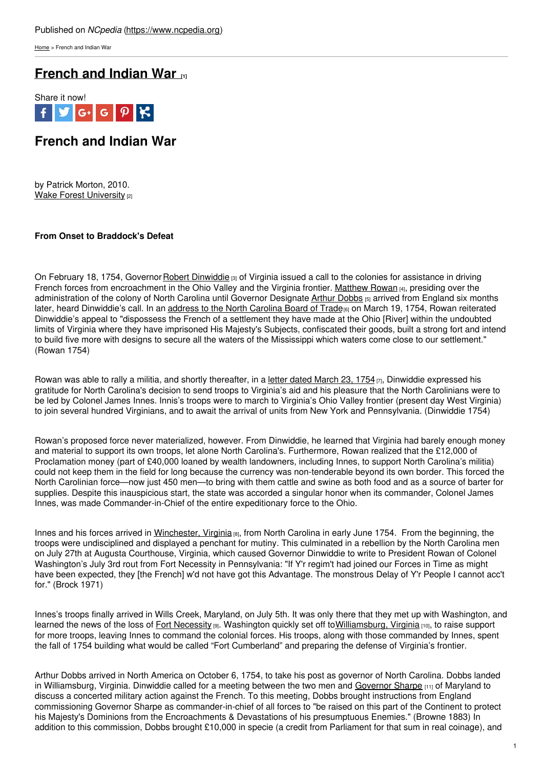Published on *NCpedia* (https://www.ncpedia.org)

Home > French and Indian War

# French and Indian War [1]

Share it now!

## French and Indian War

by Patrick Morton, 2010.
Wake Forest University [2]

**From Onset to Braddock's Defeat**

On February 18, 1754, Governor Robert Dinwiddie [3] of Virginia issued a call to the colonies for assistance in driving French forces from encroachment in the Ohio Valley and the Virginia frontier. Matthew Rowan [4], presiding over the administration of the colony of North Carolina until Governor Designate Arthur Dobbs [5] arrived from England six months later, heard Dinwiddie's call. In an address to the North Carolina Board of Trade [6] on March 19, 1754, Rowan reiterated Dinwiddie's appeal to "dispossess the French of a settlement they have made at the Ohio [River] within the undoubted limits of Virginia where they have imprisoned His Majesty's Subjects, confiscated their goods, built a strong fort and intend to build five more with designs to secure all the waters of the Mississippi which waters come close to our settlement." (Rowan 1754)

Rowan was able to rally a militia, and shortly thereafter, in a letter dated March 23, 1754 [7], Dinwiddie expressed his gratitude for North Carolina's decision to send troops to Virginia's aid and his pleasure that the North Carolinians were to be led by Colonel James Innes. Innis's troops were to march to Virginia's Ohio Valley frontier (present day West Virginia) to join several hundred Virginians, and to await the arrival of units from New York and Pennsylvania. (Dinwiddie 1754)

Rowan's proposed force never materialized, however. From Dinwiddie, he learned that Virginia had barely enough money and material to support its own troops, let alone North Carolina's. Furthermore, Rowan realized that the £12,000 of Proclamation money (part of £40,000 loaned by wealth landowners, including Innes, to support North Carolina's militia) could not keep them in the field for long because the currency was non-tenderable beyond its own border. This forced the North Carolinian force—now just 450 men—to bring with them cattle and swine as both food and as a source of barter for supplies. Despite this inauspicious start, the state was accorded a singular honor when its commander, Colonel James Innes, was made Commander-in-Chief of the entire expeditionary force to the Ohio.

Innes and his forces arrived in Winchester, Virginia [8], from North Carolina in early June 1754. From the beginning, the troops were undisciplined and displayed a penchant for mutiny. This culminated in a rebellion by the North Carolina men on July 27th at Augusta Courthouse, Virginia, which caused Governor Dinwiddie to write to President Rowan of Colonel Washington's July 3rd rout from Fort Necessity in Pennsylvania: "If Y'r regim't had joined our Forces in Time as might have been expected, they [the French] w'd not have got this Advantage. The monstrous Delay of Y'r People I cannot acc't for." (Brock 1971)

Innes's troops finally arrived in Wills Creek, Maryland, on July 5th. It was only there that they met up with Washington, and learned the news of the loss of Fort Necessity [9]. Washington quickly set off to Williamsburg, Virginia [10], to raise support for more troops, leaving Innes to command the colonial forces. His troops, along with those commanded by Innes, spent the fall of 1754 building what would be called "Fort Cumberland" and preparing the defense of Virginia's frontier.

Arthur Dobbs arrived in North America on October 6, 1754, to take his post as governor of North Carolina. Dobbs landed in Williamsburg, Virginia. Dinwiddie called for a meeting between the two men and Governor Sharpe [11] of Maryland to discuss a concerted military action against the French. To this meeting, Dobbs brought instructions from England commissioning Governor Sharpe as commander-in-chief of all forces to "be raised on this part of the Continent to protect his Majesty's Dominions from the Encroachments & Devastations of his presumptuous Enemies." (Browne 1883) In addition to this commission, Dobbs brought £10,000 in specie (a credit from Parliament for that sum in real coinage), and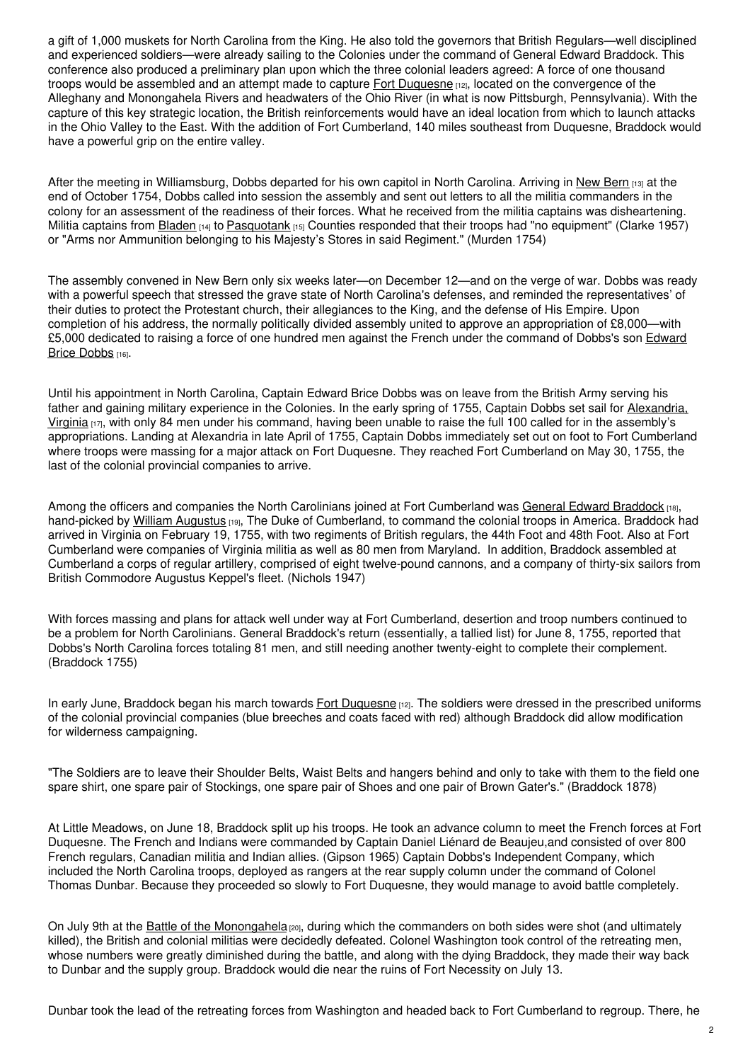a gift of 1,000 muskets for North Carolina from the King. He also told the governors that British Regulars—well disciplined and experienced soldiers—were already sailing to the Colonies under the command of General Edward Braddock. This conference also produced a preliminary plan upon which the three colonial leaders agreed: A force of one thousand troops would be assembled and an attempt made to capture Fort Duquesne [12], located on the convergence of the Alleghany and Monongahela Rivers and headwaters of the Ohio River (in what is now Pittsburgh, Pennsylvania). With the capture of this key strategic location, the British reinforcements would have an ideal location from which to launch attacks in the Ohio Valley to the East. With the addition of Fort Cumberland, 140 miles southeast from Duquesne, Braddock would have a powerful grip on the entire valley.

After the meeting in Williamsburg, Dobbs departed for his own capitol in North Carolina. Arriving in New Bern [13] at the end of October 1754, Dobbs called into session the assembly and sent out letters to all the militia commanders in the colony for an assessment of the readiness of their forces. What he received from the militia captains was disheartening. Militia captains from Bladen [14] to Pasquotank [15] Counties responded that their troops had "no equipment" (Clarke 1957) or "Arms nor Ammunition belonging to his Majesty's Stores in said Regiment." (Murden 1754)

The assembly convened in New Bern only six weeks later—on December 12—and on the verge of war. Dobbs was ready with a powerful speech that stressed the grave state of North Carolina's defenses, and reminded the representatives' of their duties to protect the Protestant church, their allegiances to the King, and the defense of His Empire. Upon completion of his address, the normally politically divided assembly united to approve an appropriation of £8,000—with £5,000 dedicated to raising a force of one hundred men against the French under the command of Dobbs's son Edward Brice Dobbs [16].

Until his appointment in North Carolina, Captain Edward Brice Dobbs was on leave from the British Army serving his father and gaining military experience in the Colonies. In the early spring of 1755, Captain Dobbs set sail for Alexandria, Virginia [17], with only 84 men under his command, having been unable to raise the full 100 called for in the assembly's appropriations. Landing at Alexandria in late April of 1755, Captain Dobbs immediately set out on foot to Fort Cumberland where troops were massing for a major attack on Fort Duquesne. They reached Fort Cumberland on May 30, 1755, the last of the colonial provincial companies to arrive.

Among the officers and companies the North Carolinians joined at Fort Cumberland was General Edward Braddock [18], hand-picked by William Augustus [19], The Duke of Cumberland, to command the colonial troops in America. Braddock had arrived in Virginia on February 19, 1755, with two regiments of British regulars, the 44th Foot and 48th Foot. Also at Fort Cumberland were companies of Virginia militia as well as 80 men from Maryland. In addition, Braddock assembled at Cumberland a corps of regular artillery, comprised of eight twelve-pound cannons, and a company of thirty-six sailors from British Commodore Augustus Keppel's fleet. (Nichols 1947)

With forces massing and plans for attack well under way at Fort Cumberland, desertion and troop numbers continued to be a problem for North Carolinians. General Braddock's return (essentially, a tallied list) for June 8, 1755, reported that Dobbs's North Carolina forces totaling 81 men, and still needing another twenty-eight to complete their complement. (Braddock 1755)

In early June, Braddock began his march towards Fort Duquesne [12]. The soldiers were dressed in the prescribed uniforms of the colonial provincial companies (blue breeches and coats faced with red) although Braddock did allow modification for wilderness campaigning.

"The Soldiers are to leave their Shoulder Belts, Waist Belts and hangers behind and only to take with them to the field one spare shirt, one spare pair of Stockings, one spare pair of Shoes and one pair of Brown Gater's." (Braddock 1878)

At Little Meadows, on June 18, Braddock split up his troops. He took an advance column to meet the French forces at Fort Duquesne. The French and Indians were commanded by Captain Daniel Liénard de Beaujeu,and consisted of over 800 French regulars, Canadian militia and Indian allies. (Gipson 1965) Captain Dobbs's Independent Company, which included the North Carolina troops, deployed as rangers at the rear supply column under the command of Colonel Thomas Dunbar. Because they proceeded so slowly to Fort Duquesne, they would manage to avoid battle completely.

On July 9th at the Battle of the Monongahela [20], during which the commanders on both sides were shot (and ultimately killed), the British and colonial militias were decidedly defeated. Colonel Washington took control of the retreating men, whose numbers were greatly diminished during the battle, and along with the dying Braddock, they made their way back to Dunbar and the supply group. Braddock would die near the ruins of Fort Necessity on July 13.

Dunbar took the lead of the retreating forces from Washington and headed back to Fort Cumberland to regroup. There, he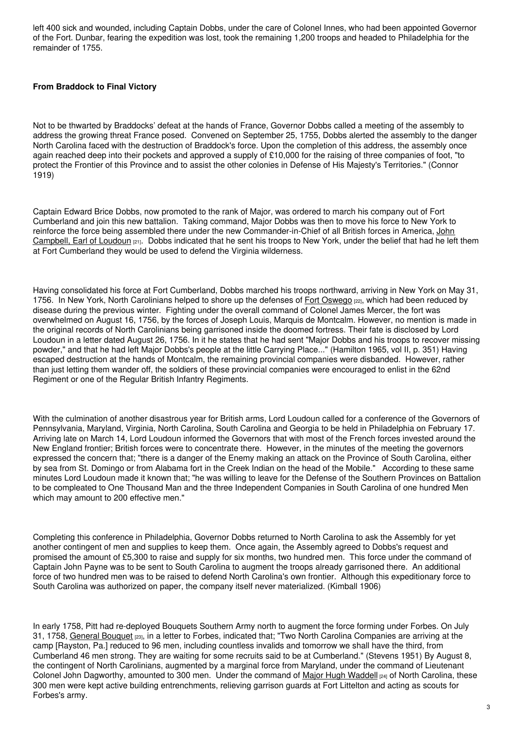left 400 sick and wounded, including Captain Dobbs, under the care of Colonel Innes, who had been appointed Governor of the Fort. Dunbar, fearing the expedition was lost, took the remaining 1,200 troops and headed to Philadelphia for the remainder of 1755.

**From Braddock to Final Victory**

Not to be thwarted by Braddocks' defeat at the hands of France, Governor Dobbs called a meeting of the assembly to address the growing threat France posed. Convened on September 25, 1755, Dobbs alerted the assembly to the danger North Carolina faced with the destruction of Braddock's force. Upon the completion of this address, the assembly once again reached deep into their pockets and approved a supply of £10,000 for the raising of three companies of foot, "to protect the Frontier of this Province and to assist the other colonies in Defense of His Majesty's Territories." (Connor 1919)

Captain Edward Brice Dobbs, now promoted to the rank of Major, was ordered to march his company out of Fort Cumberland and join this new battalion. Taking command, Major Dobbs was then to move his force to New York to reinforce the force being assembled there under the new Commander-in-Chief of all British forces in America, John Campbell, Earl of Loudoun [21]. Dobbs indicated that he sent his troops to New York, under the belief that had he left them at Fort Cumberland they would be used to defend the Virginia wilderness.

Having consolidated his force at Fort Cumberland, Dobbs marched his troops northward, arriving in New York on May 31, 1756. In New York, North Carolinians helped to shore up the defenses of Fort Oswego [22], which had been reduced by disease during the previous winter. Fighting under the overall command of Colonel James Mercer, the fort was overwhelmed on August 16, 1756, by the forces of Joseph Louis, Marquis de Montcalm. However, no mention is made in the original records of North Carolinians being garrisoned inside the doomed fortress. Their fate is disclosed by Lord Loudoun in a letter dated August 26, 1756. In it he states that he had sent "Major Dobbs and his troops to recover missing powder," and that he had left Major Dobbs's people at the little Carrying Place..." (Hamilton 1965, vol II, p. 351) Having escaped destruction at the hands of Montcalm, the remaining provincial companies were disbanded. However, rather than just letting them wander off, the soldiers of these provincial companies were encouraged to enlist in the 62nd Regiment or one of the Regular British Infantry Regiments.

With the culmination of another disastrous year for British arms, Lord Loudoun called for a conference of the Governors of Pennsylvania, Maryland, Virginia, North Carolina, South Carolina and Georgia to be held in Philadelphia on February 17. Arriving late on March 14, Lord Loudoun informed the Governors that with most of the French forces invested around the New England frontier; British forces were to concentrate there. However, in the minutes of the meeting the governors expressed the concern that; "there is a danger of the Enemy making an attack on the Province of South Carolina, either by sea from St. Domingo or from Alabama fort in the Creek Indian on the head of the Mobile." According to these same minutes Lord Loudoun made it known that; "he was willing to leave for the Defense of the Southern Provinces on Battalion to be compleated to One Thousand Man and the three Independent Companies in South Carolina of one hundred Men which may amount to 200 effective men."

Completing this conference in Philadelphia, Governor Dobbs returned to North Carolina to ask the Assembly for yet another contingent of men and supplies to keep them. Once again, the Assembly agreed to Dobbs's request and promised the amount of £5,300 to raise and supply for six months, two hundred men. This force under the command of Captain John Payne was to be sent to South Carolina to augment the troops already garrisoned there. An additional force of two hundred men was to be raised to defend North Carolina's own frontier. Although this expeditionary force to South Carolina was authorized on paper, the company itself never materialized. (Kimball 1906)

In early 1758, Pitt had re-deployed Bouquets Southern Army north to augment the force forming under Forbes. On July 31, 1758, General Bouquet [23], in a letter to Forbes, indicated that; "Two North Carolina Companies are arriving at the camp [Rayston, Pa.] reduced to 96 men, including countless invalids and tomorrow we shall have the third, from Cumberland 46 men strong. They are waiting for some recruits said to be at Cumberland." (Stevens 1951) By August 8, the contingent of North Carolinians, augmented by a marginal force from Maryland, under the command of Lieutenant Colonel John Dagworthy, amounted to 300 men. Under the command of Major Hugh Waddell [24] of North Carolina, these 300 men were kept active building entrenchments, relieving garrison guards at Fort Littelton and acting as scouts for Forbes's army.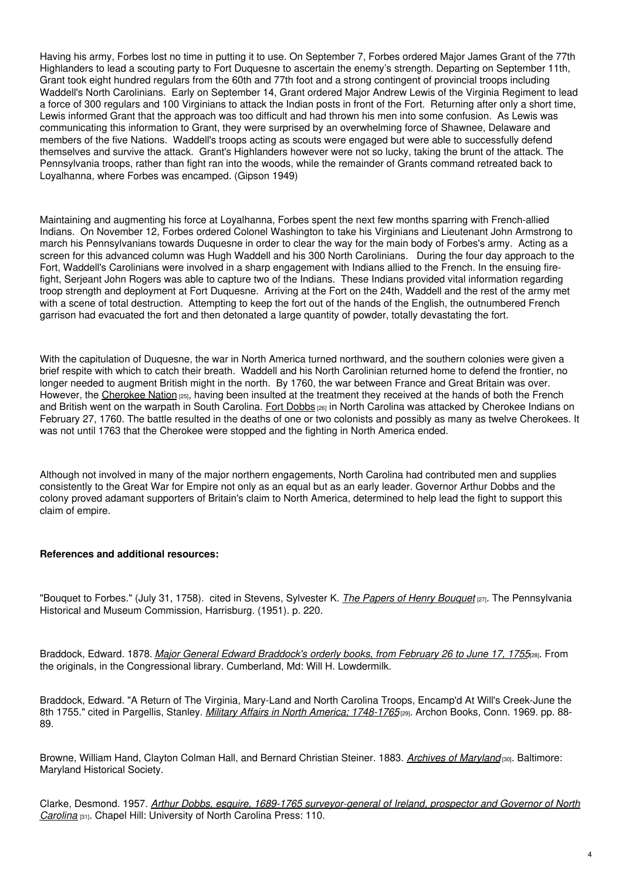Having his army, Forbes lost no time in putting it to use. On September 7, Forbes ordered Major James Grant of the 77th Highlanders to lead a scouting party to Fort Duquesne to ascertain the enemy's strength. Departing on September 11th, Grant took eight hundred regulars from the 60th and 77th foot and a strong contingent of provincial troops including Waddell's North Carolinians. Early on September 14, Grant ordered Major Andrew Lewis of the Virginia Regiment to lead a force of 300 regulars and 100 Virginians to attack the Indian posts in front of the Fort. Returning after only a short time, Lewis informed Grant that the approach was too difficult and had thrown his men into some confusion. As Lewis was communicating this information to Grant, they were surprised by an overwhelming force of Shawnee, Delaware and members of the five Nations. Waddell's troops acting as scouts were engaged but were able to successfully defend themselves and survive the attack. Grant's Highlanders however were not so lucky, taking the brunt of the attack. The Pennsylvania troops, rather than fight ran into the woods, while the remainder of Grants command retreated back to Loyalhanna, where Forbes was encamped. (Gipson 1949)

Maintaining and augmenting his force at Loyalhanna, Forbes spent the next few months sparring with French-allied Indians. On November 12, Forbes ordered Colonel Washington to take his Virginians and Lieutenant John Armstrong to march his Pennsylvanians towards Duquesne in order to clear the way for the main body of Forbes's army. Acting as a screen for this advanced column was Hugh Waddell and his 300 North Carolinians. During the four day approach to the Fort, Waddell's Carolinians were involved in a sharp engagement with Indians allied to the French. In the ensuing fire-fight, Serjeant John Rogers was able to capture two of the Indians. These Indians provided vital information regarding troop strength and deployment at Fort Duquesne. Arriving at the Fort on the 24th, Waddell and the rest of the army met with a scene of total destruction. Attempting to keep the fort out of the hands of the English, the outnumbered French garrison had evacuated the fort and then detonated a large quantity of powder, totally devastating the fort.

With the capitulation of Duquesne, the war in North America turned northward, and the southern colonies were given a brief respite with which to catch their breath. Waddell and his North Carolinian returned home to defend the frontier, no longer needed to augment British might in the north. By 1760, the war between France and Great Britain was over. However, the Cherokee Nation [25], having been insulted at the treatment they received at the hands of both the French and British went on the warpath in South Carolina. Fort Dobbs [26] in North Carolina was attacked by Cherokee Indians on February 27, 1760. The battle resulted in the deaths of one or two colonists and possibly as many as twelve Cherokees. It was not until 1763 that the Cherokee were stopped and the fighting in North America ended.

Although not involved in many of the major northern engagements, North Carolina had contributed men and supplies consistently to the Great War for Empire not only as an equal but as an early leader. Governor Arthur Dobbs and the colony proved adamant supporters of Britain's claim to North America, determined to help lead the fight to support this claim of empire.

**References and additional resources:**

"Bouquet to Forbes." (July 31, 1758). cited in Stevens, Sylvester K. *The Papers of Henry Bouquet* [27]. The Pennsylvania Historical and Museum Commission, Harrisburg. (1951). p. 220.

Braddock, Edward. 1878. *Major General Edward Braddock's orderly books, from February 26 to June 17, 1755* [28]. From the originals, in the Congressional library. Cumberland, Md: Will H. Lowdermilk.

Braddock, Edward. "A Return of The Virginia, Mary-Land and North Carolina Troops, Encamp'd At Will's Creek-June the 8th 1755." cited in Pargellis, Stanley. *Military Affairs in North America; 1748-1765* [29]. Archon Books, Conn. 1969. pp. 88-89.

Browne, William Hand, Clayton Colman Hall, and Bernard Christian Steiner. 1883. *Archives of Maryland* [30]. Baltimore: Maryland Historical Society.

Clarke, Desmond. 1957. *Arthur Dobbs, esquire, 1689-1765 surveyor-general of Ireland, prospector and Governor of North Carolina* [31]. Chapel Hill: University of North Carolina Press: 110.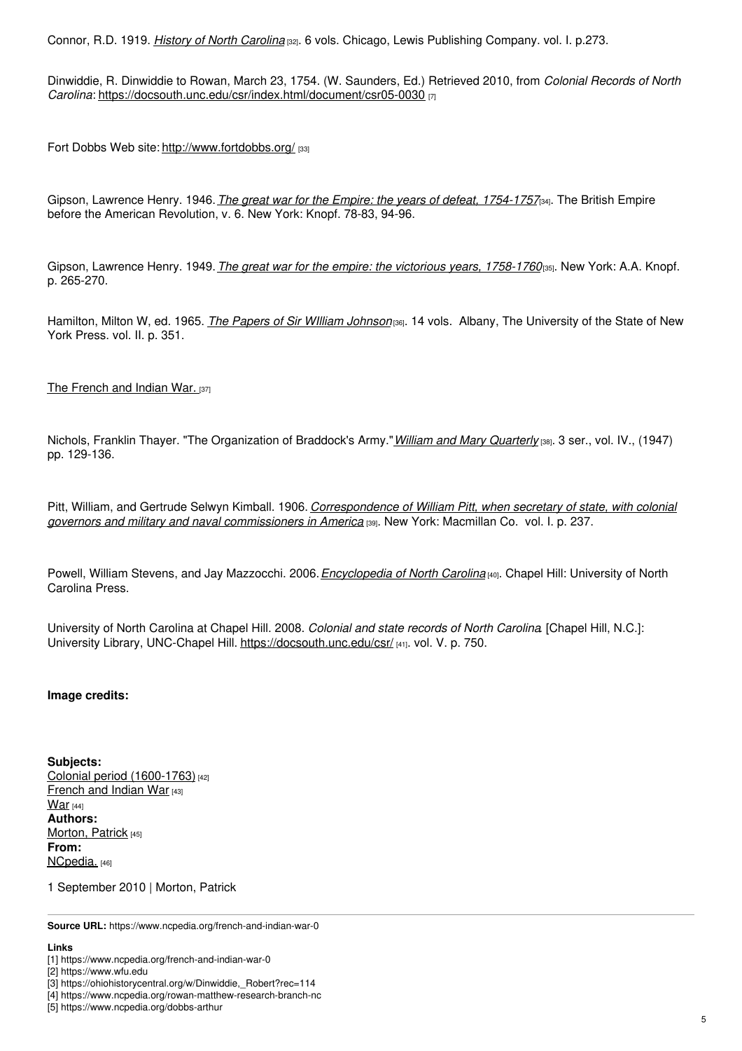Connor, R.D. 1919. *History of North Carolina* [32]. 6 vols. Chicago, Lewis Publishing Company. vol. I. p.273.

Dinwiddie, R. Dinwiddie to Rowan, March 23, 1754. (W. Saunders, Ed.) Retrieved 2010, from *Colonial Records of North Carolina*: https://docsouth.unc.edu/csr/index.html/document/csr05-0030 [7]

Fort Dobbs Web site: http://www.fortdobbs.org/ [33]

Gipson, Lawrence Henry. 1946. *The great war for the Empire: the years of defeat, 1754-1757* [34]. The British Empire before the American Revolution, v. 6. New York: Knopf. 78-83, 94-96.

Gipson, Lawrence Henry. 1949. *The great war for the empire: the victorious years, 1758-1760* [35]. New York: A.A. Knopf. p. 265-270.

Hamilton, Milton W, ed. 1965. *The Papers of Sir WIlliam Johnson* [36]. 14 vols. Albany, The University of the State of New York Press. vol. II. p. 351.

The French and Indian War. [37]

Nichols, Franklin Thayer. "The Organization of Braddock's Army." *William and Mary Quarterly* [38]. 3 ser., vol. IV., (1947) pp. 129-136.

Pitt, William, and Gertrude Selwyn Kimball. 1906. *Correspondence of William Pitt, when secretary of state, with colonial governors and military and naval commissioners in America* [39]. New York: Macmillan Co. vol. I. p. 237.

Powell, William Stevens, and Jay Mazzocchi. 2006. *Encyclopedia of North Carolina* [40]. Chapel Hill: University of North Carolina Press.

University of North Carolina at Chapel Hill. 2008. *Colonial and state records of North Carolina*. [Chapel Hill, N.C.]: University Library, UNC-Chapel Hill. https://docsouth.unc.edu/csr/ [41]. vol. V. p. 750.

**Image credits:**

**Subjects:**
Colonial period (1600-1763) [42]
French and Indian War [43]
War [44]
**Authors:**
Morton, Patrick [45]
**From:**
NCpedia. [46]

1 September 2010 | Morton, Patrick

**Source URL:** https://www.ncpedia.org/french-and-indian-war-0

**Links**
[1] https://www.ncpedia.org/french-and-indian-war-0
[2] https://www.wfu.edu
[3] https://ohiohistorycentral.org/w/Dinwiddie,_Robert?rec=114
[4] https://www.ncpedia.org/rowan-matthew-research-branch-nc
[5] https://www.ncpedia.org/dobbs-arthur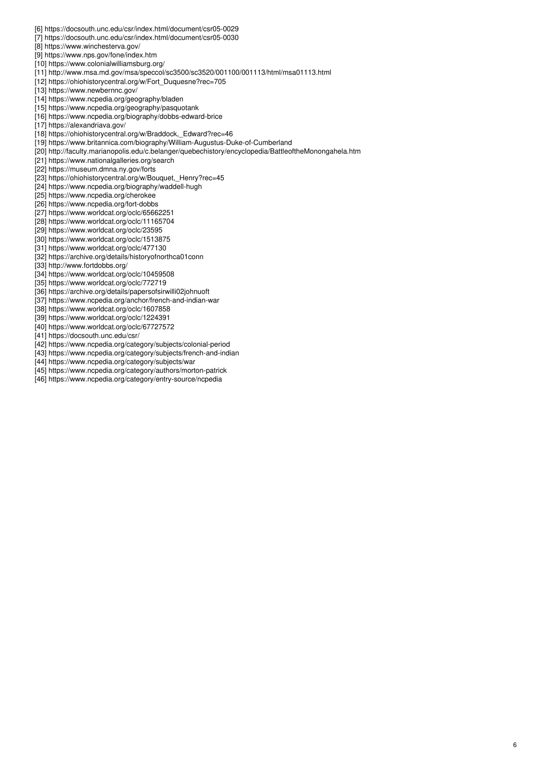[6] https://docsouth.unc.edu/csr/index.html/document/csr05-0029
[7] https://docsouth.unc.edu/csr/index.html/document/csr05-0030
[8] https://www.winchesterva.gov/
[9] https://www.nps.gov/fone/index.htm
[10] https://www.colonialwilliamsburg.org/
[11] http://www.msa.md.gov/msa/speccol/sc3500/sc3520/001100/001113/html/msa01113.html
[12] https://ohiohistorycentral.org/w/Fort_Duquesne?rec=705
[13] https://www.newbernnc.gov/
[14] https://www.ncpedia.org/geography/bladen
[15] https://www.ncpedia.org/geography/pasquotank
[16] https://www.ncpedia.org/biography/dobbs-edward-brice
[17] https://alexandriava.gov/
[18] https://ohiohistorycentral.org/w/Braddock,_Edward?rec=46
[19] https://www.britannica.com/biography/William-Augustus-Duke-of-Cumberland
[20] http://faculty.marianopolis.edu/c.belanger/quebechistory/encyclopedia/BattleoftheMonongahela.htm
[21] https://www.nationalgalleries.org/search
[22] https://museum.dmna.ny.gov/forts
[23] https://ohiohistorycentral.org/w/Bouquet,_Henry?rec=45
[24] https://www.ncpedia.org/biography/waddell-hugh
[25] https://www.ncpedia.org/cherokee
[26] https://www.ncpedia.org/fort-dobbs
[27] https://www.worldcat.org/oclc/65662251
[28] https://www.worldcat.org/oclc/11165704
[29] https://www.worldcat.org/oclc/23595
[30] https://www.worldcat.org/oclc/1513875
[31] https://www.worldcat.org/oclc/477130
[32] https://archive.org/details/historyofnorthca01conn
[33] http://www.fortdobbs.org/
[34] https://www.worldcat.org/oclc/10459508
[35] https://www.worldcat.org/oclc/772719
[36] https://archive.org/details/papersofsirwilli02johnuoft
[37] https://www.ncpedia.org/anchor/french-and-indian-war
[38] https://www.worldcat.org/oclc/1607858
[39] https://www.worldcat.org/oclc/1224391
[40] https://www.worldcat.org/oclc/67727572
[41] https://docsouth.unc.edu/csr/
[42] https://www.ncpedia.org/category/subjects/colonial-period
[43] https://www.ncpedia.org/category/subjects/french-and-indian
[44] https://www.ncpedia.org/category/subjects/war
[45] https://www.ncpedia.org/category/authors/morton-patrick
[46] https://www.ncpedia.org/category/entry-source/ncpedia